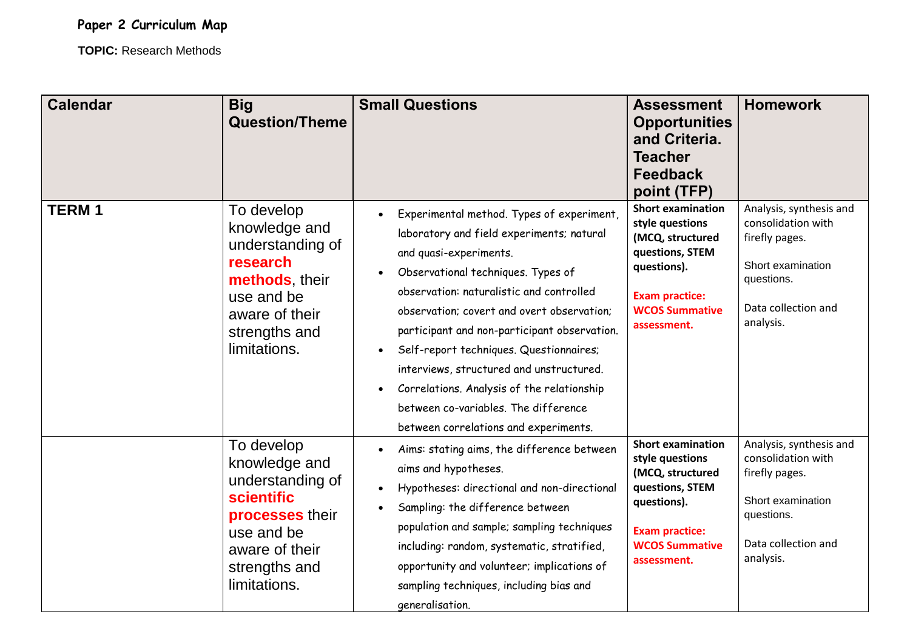**Paper 2 Curriculum Map**

**TOPIC:** Research Methods

| Calendar | Big Question/Theme | Small Questions | Assessment Opportunities and Criteria. Teacher Feedback point (TFP) | Homework |
|---|---|---|---|---|
| **TERM 1** | To develop knowledge and understanding of **research methods**, their use and be aware of their strengths and limitations. | • Experimental method. Types of experiment, laboratory and field experiments; natural and quasi-experiments.<br>• Observational techniques. Types of observation: naturalistic and controlled observation; covert and overt observation; participant and non-participant observation.<br>• Self-report techniques. Questionnaires; interviews, structured and unstructured.<br>• Correlations. Analysis of the relationship between co-variables. The difference between correlations and experiments. | **Short examination style questions (MCQ, structured questions, STEM questions).**<br><br>**Exam practice: WCOS Summative assessment.** | Analysis, synthesis and consolidation with firefly pages.<br><br>Short examination questions.<br><br>Data collection and analysis. |
| | To develop knowledge and understanding of **scientific processes** their use and be aware of their strengths and limitations. | • Aims: stating aims, the difference between aims and hypotheses.<br>• Hypotheses: directional and non-directional<br>• Sampling: the difference between population and sample; sampling techniques including: random, systematic, stratified, opportunity and volunteer; implications of sampling techniques, including bias and generalisation. | **Short examination style questions (MCQ, structured questions, STEM questions).**<br><br>**Exam practice: WCOS Summative assessment.** | Analysis, synthesis and consolidation with firefly pages.<br><br>Short examination questions.<br><br>Data collection and analysis. |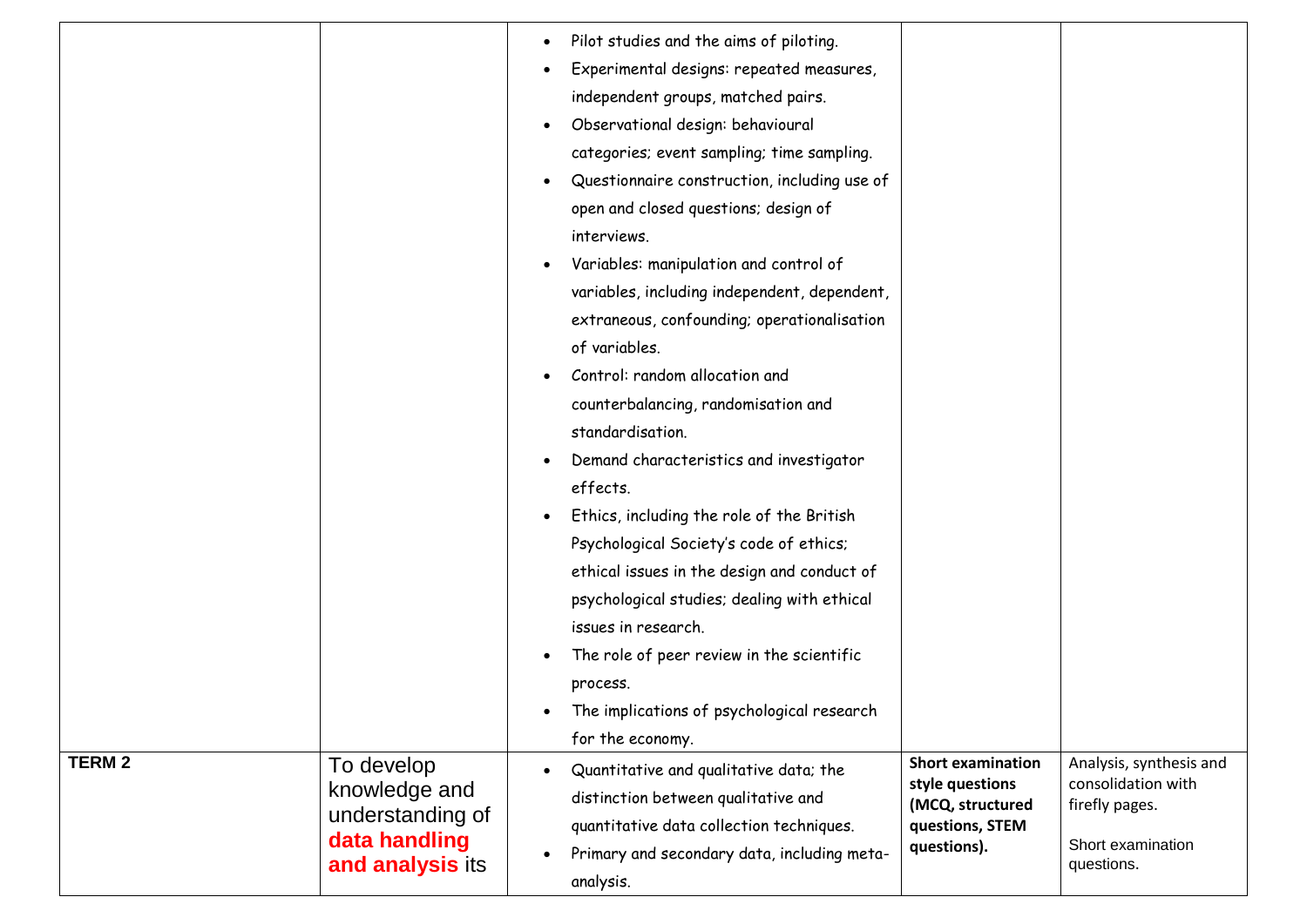| | | | | |
|---|---|---|---|---|
| | | • Pilot studies and the aims of piloting.<br>• Experimental designs: repeated measures, independent groups, matched pairs.<br>• Observational design: behavioural categories; event sampling; time sampling.<br>• Questionnaire construction, including use of open and closed questions; design of interviews.<br>• Variables: manipulation and control of variables, including independent, dependent, extraneous, confounding; operationalisation of variables.<br>• Control: random allocation and counterbalancing, randomisation and standardisation.<br>• Demand characteristics and investigator effects.<br>• Ethics, including the role of the British Psychological Society's code of ethics; ethical issues in the design and conduct of psychological studies; dealing with ethical issues in research.<br>• The role of peer review in the scientific process.<br>• The implications of psychological research for the economy. | | |
| **TERM 2** | To develop knowledge and understanding of **data handling and analysis** its | • Quantitative and qualitative data; the distinction between qualitative and quantitative data collection techniques.<br>• Primary and secondary data, including meta-analysis. | **Short examination style questions (MCQ, structured questions, STEM questions).** | Analysis, synthesis and consolidation with firefly pages.<br><br>Short examination questions. |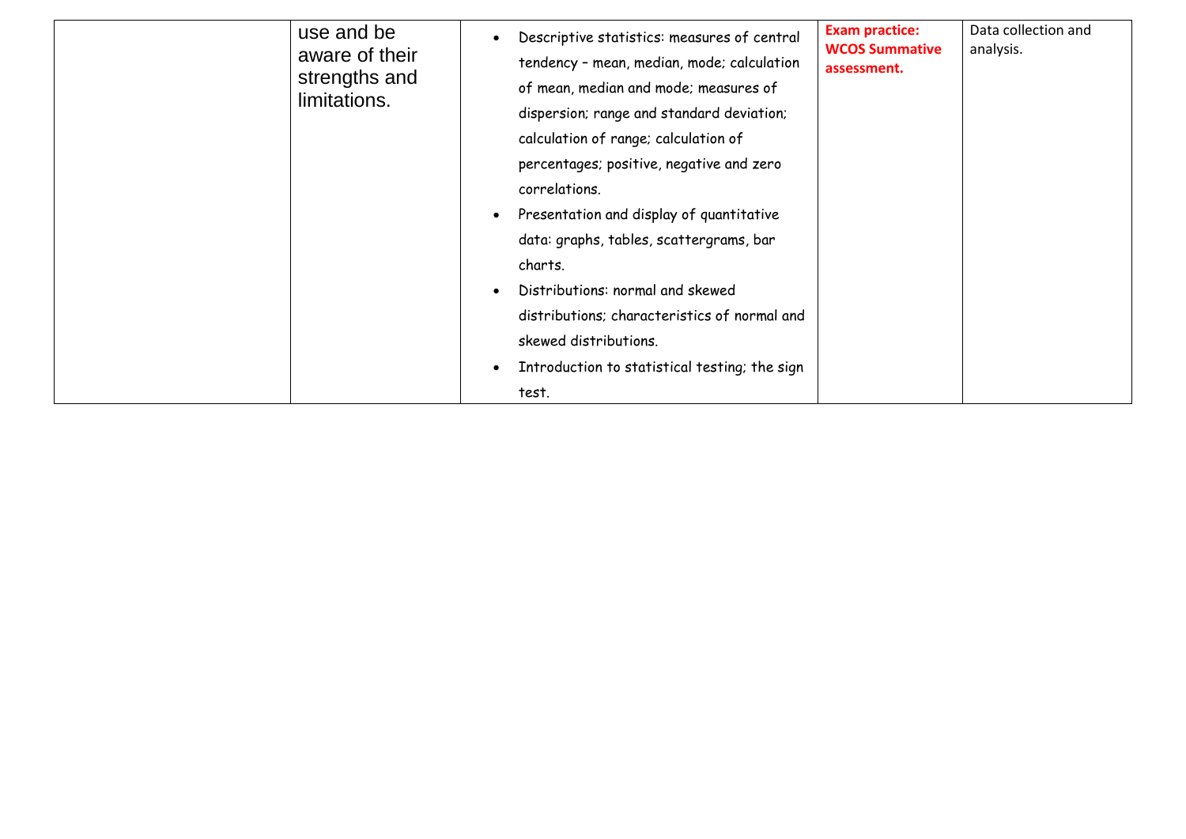| | | | | |
|---|---|---|---|---|
| | use and be aware of their strengths and limitations. | • Descriptive statistics: measures of central tendency – mean, median, mode; calculation of mean, median and mode; measures of dispersion; range and standard deviation; calculation of range; calculation of percentages; positive, negative and zero correlations.<br>• Presentation and display of quantitative data: graphs, tables, scattergrams, bar charts.<br>• Distributions: normal and skewed distributions; characteristics of normal and skewed distributions.<br>• Introduction to statistical testing; the sign test. | **Exam practice: WCOS Summative assessment.** | Data collection and analysis. |